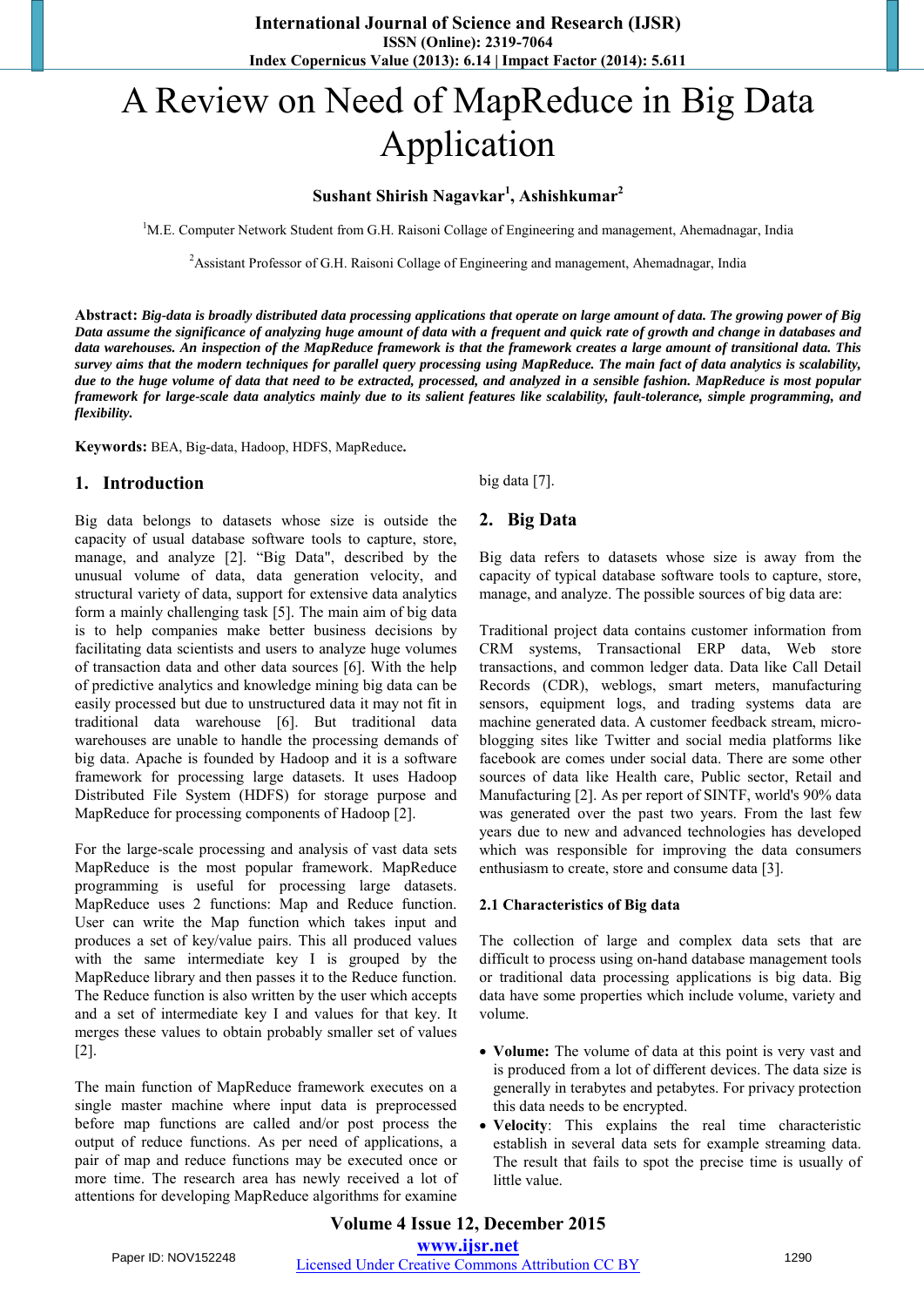# A Review on Need of MapReduce in Big Data Application

**Sushant Shirish Nagavkar[1], Ashishkumar[2]**

[1]M.E. Computer Network Student from G.H. Raisoni Collage of Engineering and management, Ahemadnagar, India

[2]Assistant Professor of G.H. Raisoni Collage of Engineering and management, Ahemadnagar, India

**Abstract:** ***Big-data is broadly distributed data processing applications that operate on large amount of data. The growing power of Big Data assume the significance of analyzing huge amount of data with a frequent and quick rate of growth and change in databases and data warehouses. An inspection of the MapReduce framework is that the framework creates a large amount of transitional data. This survey aims that the modern techniques for parallel query processing using MapReduce. The main fact of data analytics is scalability, due to the huge volume of data that need to be extracted, processed, and analyzed in a sensible fashion. MapReduce is most popular framework for large-scale data analytics mainly due to its salient features like scalability, fault-tolerance, simple programming, and flexibility.***

**Keywords:** BEA, Big-data, Hadoop, HDFS, MapReduce**.**

## 1. Introduction

Big data belongs to datasets whose size is outside the capacity of usual database software tools to capture, store, manage, and analyze [2]. "Big Data", described by the unusual volume of data, data generation velocity, and structural variety of data, support for extensive data analytics form a mainly challenging task [5]. The main aim of big data is to help companies make better business decisions by facilitating data scientists and users to analyze huge volumes of transaction data and other data sources [6]. With the help of predictive analytics and knowledge mining big data can be easily processed but due to unstructured data it may not fit in traditional data warehouse [6]. But traditional data warehouses are unable to handle the processing demands of big data. Apache is founded by Hadoop and it is a software framework for processing large datasets. It uses Hadoop Distributed File System (HDFS) for storage purpose and MapReduce for processing components of Hadoop [2].

For the large-scale processing and analysis of vast data sets MapReduce is the most popular framework. MapReduce programming is useful for processing large datasets. MapReduce uses 2 functions: Map and Reduce function. User can write the Map function which takes input and produces a set of key/value pairs. This all produced values with the same intermediate key I is grouped by the MapReduce library and then passes it to the Reduce function. The Reduce function is also written by the user which accepts and a set of intermediate key I and values for that key. It merges these values to obtain probably smaller set of values [2].

The main function of MapReduce framework executes on a single master machine where input data is preprocessed before map functions are called and/or post process the output of reduce functions. As per need of applications, a pair of map and reduce functions may be executed once or more time. The research area has newly received a lot of attentions for developing MapReduce algorithms for examine big data [7].

## 2. Big Data

Big data refers to datasets whose size is away from the capacity of typical database software tools to capture, store, manage, and analyze. The possible sources of big data are:

Traditional project data contains customer information from CRM systems, Transactional ERP data, Web store transactions, and common ledger data. Data like Call Detail Records (CDR), weblogs, smart meters, manufacturing sensors, equipment logs, and trading systems data are machine generated data. A customer feedback stream, micro-blogging sites like Twitter and social media platforms like facebook are comes under social data. There are some other sources of data like Health care, Public sector, Retail and Manufacturing [2]. As per report of SINTF, world's 90% data was generated over the past two years. From the last few years due to new and advanced technologies has developed which was responsible for improving the data consumers enthusiasm to create, store and consume data [3].

### 2.1 Characteristics of Big data

The collection of large and complex data sets that are difficult to process using on-hand database management tools or traditional data processing applications is big data. Big data have some properties which include volume, variety and volume.

- **Volume:** The volume of data at this point is very vast and is produced from a lot of different devices. The data size is generally in terabytes and petabytes. For privacy protection this data needs to be encrypted.
- **Velocity**: This explains the real time characteristic establish in several data sets for example streaming data. The result that fails to spot the precise time is usually of little value.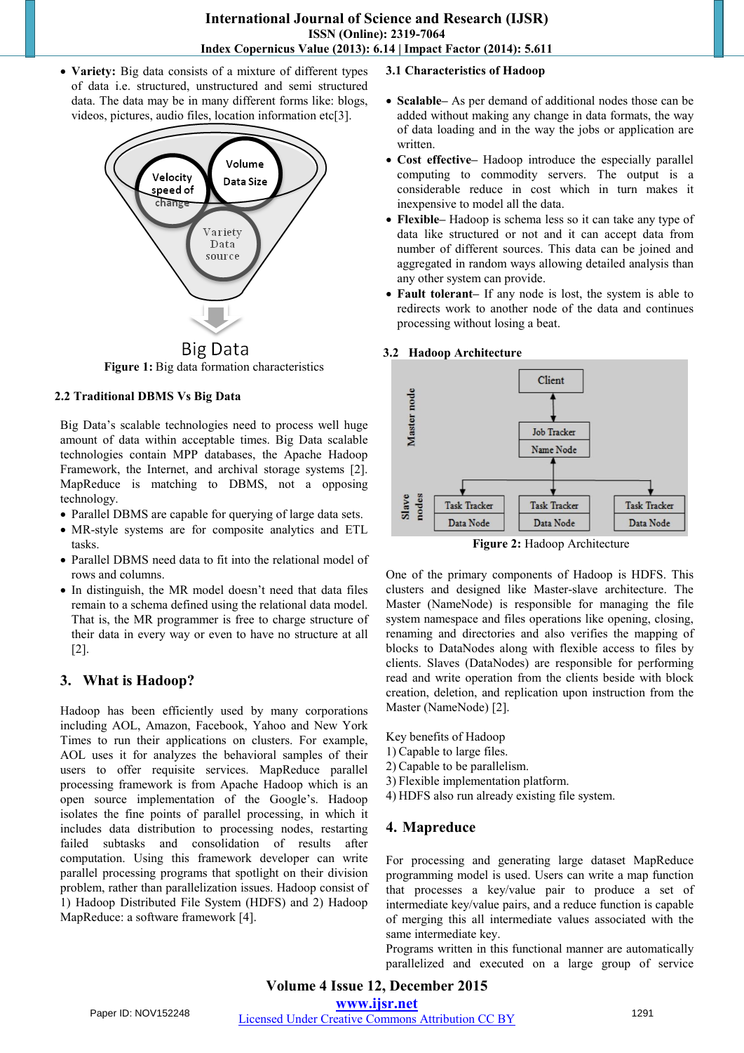- **Variety:** Big data consists of a mixture of different types of data i.e. structured, unstructured and semi structured data. The data may be in many different forms like: blogs, videos, pictures, audio files, location information etc[3].

**Figure 1:** Big data formation characteristics

### 2.2 Traditional DBMS Vs Big Data

Big Data's scalable technologies need to process well huge amount of data within acceptable times. Big Data scalable technologies contain MPP databases, the Apache Hadoop Framework, the Internet, and archival storage systems [2]. MapReduce is matching to DBMS, not a opposing technology.

- Parallel DBMS are capable for querying of large data sets.
- MR-style systems are for composite analytics and ETL tasks.
- Parallel DBMS need data to fit into the relational model of rows and columns.
- In distinguish, the MR model doesn't need that data files remain to a schema defined using the relational data model. That is, the MR programmer is free to charge structure of their data in every way or even to have no structure at all [2].

## 3. What is Hadoop?

Hadoop has been efficiently used by many corporations including AOL, Amazon, Facebook, Yahoo and New York Times to run their applications on clusters. For example, AOL uses it for analyzes the behavioral samples of their users to offer requisite services. MapReduce parallel processing framework is from Apache Hadoop which is an open source implementation of the Google's. Hadoop isolates the fine points of parallel processing, in which it includes data distribution to processing nodes, restarting failed subtasks and consolidation of results after computation. Using this framework developer can write parallel processing programs that spotlight on their division problem, rather than parallelization issues. Hadoop consist of 1) Hadoop Distributed File System (HDFS) and 2) Hadoop MapReduce: a software framework [4].

### 3.1 Characteristics of Hadoop

- **Scalable–** As per demand of additional nodes those can be added without making any change in data formats, the way of data loading and in the way the jobs or application are written.
- **Cost effective–** Hadoop introduce the especially parallel computing to commodity servers. The output is a considerable reduce in cost which in turn makes it inexpensive to model all the data.
- **Flexible–** Hadoop is schema less so it can take any type of data like structured or not and it can accept data from number of different sources. This data can be joined and aggregated in random ways allowing detailed analysis than any other system can provide.
- **Fault tolerant–** If any node is lost, the system is able to redirects work to another node of the data and continues processing without losing a beat.

### 3.2 Hadoop Architecture

**Figure 2:** Hadoop Architecture

One of the primary components of Hadoop is HDFS. This clusters and designed like Master-slave architecture. The Master (NameNode) is responsible for managing the file system namespace and files operations like opening, closing, renaming and directories and also verifies the mapping of blocks to DataNodes along with flexible access to files by clients. Slaves (DataNodes) are responsible for performing read and write operation from the clients beside with block creation, deletion, and replication upon instruction from the Master (NameNode) [2].

Key benefits of Hadoop
1) Capable to large files.
2) Capable to be parallelism.
3) Flexible implementation platform.
4) HDFS also run already existing file system.

## 4. Mapreduce

For processing and generating large dataset MapReduce programming model is used. Users can write a map function that processes a key/value pair to produce a set of intermediate key/value pairs, and a reduce function is capable of merging this all intermediate values associated with the same intermediate key.
Programs written in this functional manner are automatically parallelized and executed on a large group of service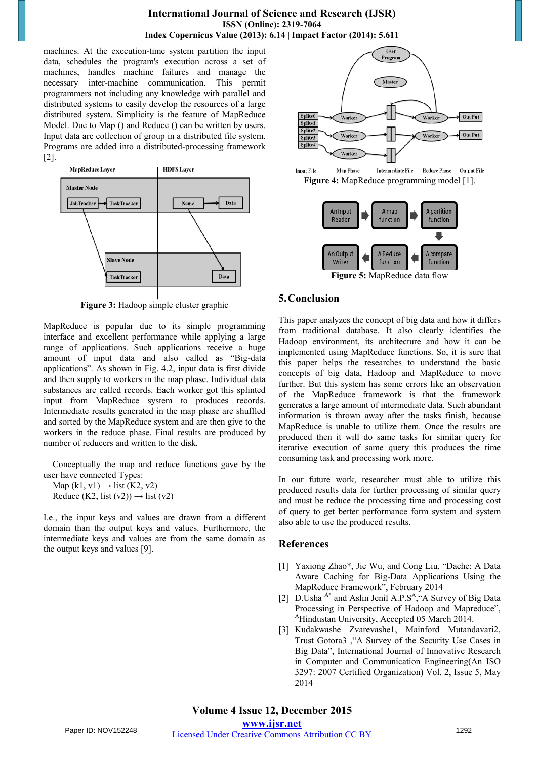machines. At the execution-time system partition the input data, schedules the program's execution across a set of machines, handles machine failures and manage the necessary inter-machine communication. This permit programmers not including any knowledge with parallel and distributed systems to easily develop the resources of a large distributed system. Simplicity is the feature of MapReduce Model. Due to Map () and Reduce () can be written by users. Input data are collection of group in a distributed file system. Programs are added into a distributed-processing framework [2].

**Figure 3:** Hadoop simple cluster graphic

MapReduce is popular due to its simple programming interface and excellent performance while applying a large range of applications. Such applications receive a huge amount of input data and also called as "Big-data applications". As shown in Fig. 4.2, input data is first divide and then supply to workers in the map phase. Individual data substances are called records. Each worker got this splinted input from MapReduce system to produces records. Intermediate results generated in the map phase are shuffled and sorted by the MapReduce system and are then give to the workers in the reduce phase. Final results are produced by number of reducers and written to the disk.

Conceptually the map and reduce functions gave by the user have connected Types:

Map (k1, v1) → list (K2, v2)

Reduce (K2, list (v2)) → list (v2)

I.e., the input keys and values are drawn from a different domain than the output keys and values. Furthermore, the intermediate keys and values are from the same domain as the output keys and values [9].

**Figure 4:** MapReduce programming model [1].

**Figure 5:** MapReduce data flow

## 5. Conclusion

This paper analyzes the concept of big data and how it differs from traditional database. It also clearly identifies the Hadoop environment, its architecture and how it can be implemented using MapReduce functions. So, it is sure that this paper helps the researches to understand the basic concepts of big data, Hadoop and MapReduce to move further. But this system has some errors like an observation of the MapReduce framework is that the framework generates a large amount of intermediate data. Such abundant information is thrown away after the tasks finish, because MapReduce is unable to utilize them. Once the results are produced then it will do same tasks for similar query for iterative execution of same query this produces the time consuming task and processing work more.

In our future work, researcher must able to utilize this produced results data for further processing of similar query and must be reduce the processing time and processing cost of query to get better performance form system and system also able to use the produced results.

## References

[1] Yaxiong Zhao*, Jie Wu, and Cong Liu, "Dache: A Data Aware Caching for Big-Data Applications Using the MapReduce Framework", February 2014

[2] D.Usha [A*] and Aslin Jenil A.P.S[A],"A Survey of Big Data Processing in Perspective of Hadoop and Mapreduce", [A]Hindustan University, Accepted 05 March 2014.

[3] Kudakwashe Zvarevashe1, Mainford Mutandavari2, Trust Gotora3 ,"A Survey of the Security Use Cases in Big Data", International Journal of Innovative Research in Computer and Communication Engineering(An ISO 3297: 2007 Certified Organization) Vol. 2, Issue 5, May 2014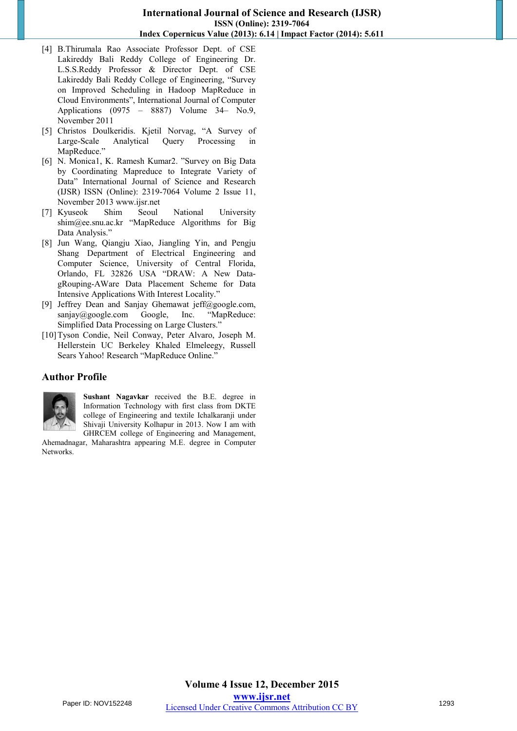[4] B.Thirumala Rao Associate Professor Dept. of CSE Lakireddy Bali Reddy College of Engineering Dr. L.S.S.Reddy Professor & Director Dept. of CSE Lakireddy Bali Reddy College of Engineering, "Survey on Improved Scheduling in Hadoop MapReduce in Cloud Environments", International Journal of Computer Applications (0975 – 8887) Volume 34– No.9, November 2011

[5] Christos Doulkeridis. Kjetil Norvag, "A Survey of Large-Scale Analytical Query Processing in MapReduce."

[6] N. Monica1, K. Ramesh Kumar2. "Survey on Big Data by Coordinating Mapreduce to Integrate Variety of Data" International Journal of Science and Research (IJSR) ISSN (Online): 2319-7064 Volume 2 Issue 11, November 2013 www.ijsr.net

[7] Kyuseok Shim Seoul National University shim@ee.snu.ac.kr "MapReduce Algorithms for Big Data Analysis."

[8] Jun Wang, Qiangju Xiao, Jiangling Yin, and Pengju Shang Department of Electrical Engineering and Computer Science, University of Central Florida, Orlando, FL 32826 USA "DRAW: A New Data-gRouping-AWare Data Placement Scheme for Data Intensive Applications With Interest Locality."

[9] Jeffrey Dean and Sanjay Ghemawat jeff@google.com, sanjay@google.com Google, Inc. "MapReduce: Simplified Data Processing on Large Clusters."

[10] Tyson Condie, Neil Conway, Peter Alvaro, Joseph M. Hellerstein UC Berkeley Khaled Elmeleegy, Russell Sears Yahoo! Research "MapReduce Online."

## Author Profile

**Sushant Nagavkar** received the B.E. degree in Information Technology with first class from DKTE college of Engineering and textile Ichalkaranji under Shivaji University Kolhapur in 2013. Now I am with GHRCEM college of Engineering and Management, Ahemadnagar, Maharashtra appearing M.E. degree in Computer Networks.